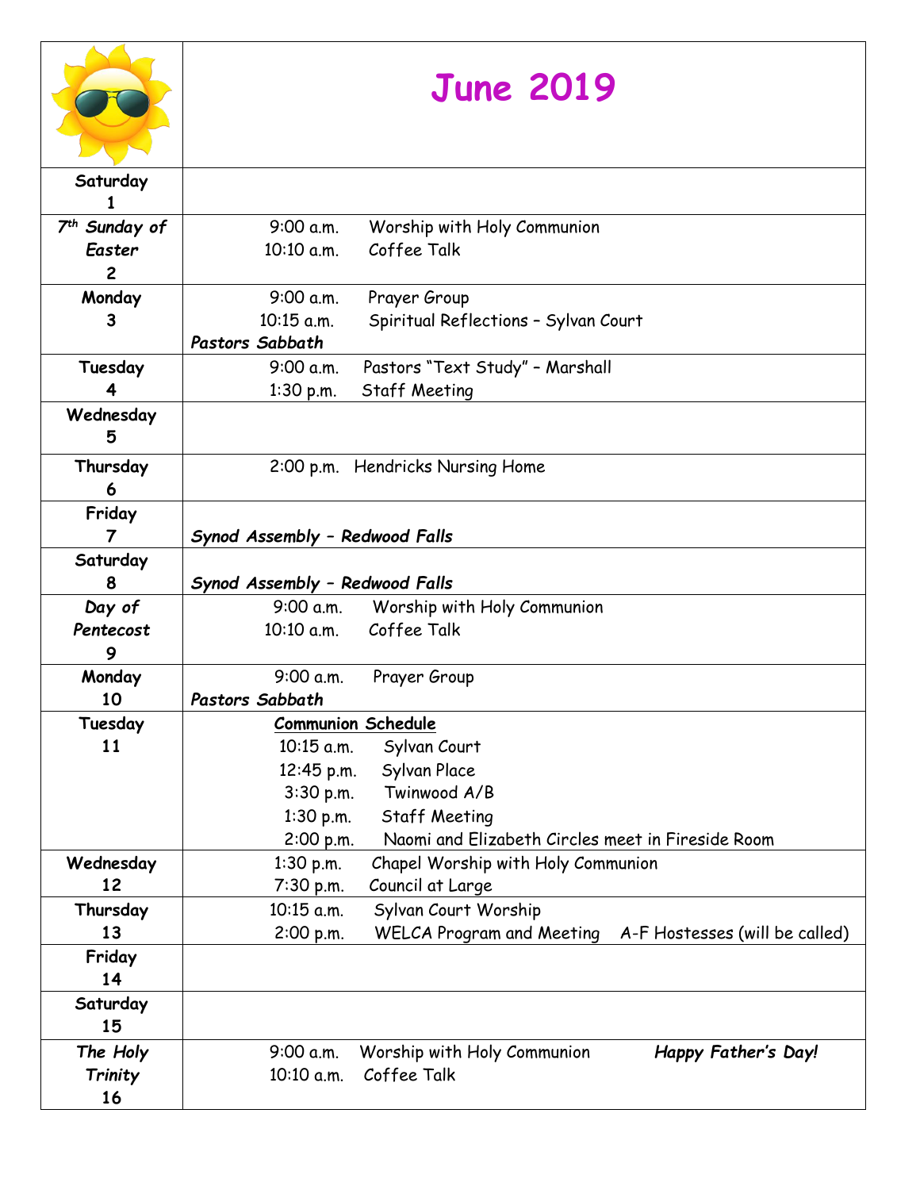# June 2019

| Day | Events |
|---|---|
| **Saturday 1** | |
| ***7th Sunday of Easter* 2** | 9:00 a.m. Worship with Holy Communion<br>10:10 a.m. Coffee Talk |
| **Monday 3** | 9:00 a.m. Prayer Group<br>10:15 a.m. Spiritual Reflections – Sylvan Court<br>***Pastors Sabbath*** |
| **Tuesday 4** | 9:00 a.m. Pastors "Text Study" – Marshall<br>1:30 p.m. Staff Meeting |
| **Wednesday 5** | |
| **Thursday 6** | 2:00 p.m. Hendricks Nursing Home |
| **Friday 7** | ***Synod Assembly – Redwood Falls*** |
| **Saturday 8** | ***Synod Assembly – Redwood Falls*** |
| ***Day of Pentecost* 9** | 9:00 a.m. Worship with Holy Communion<br>10:10 a.m. Coffee Talk |
| **Monday 10** | 9:00 a.m. Prayer Group<br>***Pastors Sabbath*** |
| **Tuesday 11** | **<u>Communion Schedule</u>**<br>10:15 a.m. Sylvan Court<br>12:45 p.m. Sylvan Place<br>3:30 p.m. Twinwood A/B<br>1:30 p.m. Staff Meeting<br>2:00 p.m. Naomi and Elizabeth Circles meet in Fireside Room |
| **Wednesday 12** | 1:30 p.m. Chapel Worship with Holy Communion<br>7:30 p.m. Council at Large |
| **Thursday 13** | 10:15 a.m. Sylvan Court Worship<br>2:00 p.m. WELCA Program and Meeting A-F Hostesses (will be called) |
| **Friday 14** | |
| **Saturday 15** | |
| ***The Holy Trinity* 16** | 9:00 a.m. Worship with Holy Communion ***Happy Father's Day!***<br>10:10 a.m. Coffee Talk |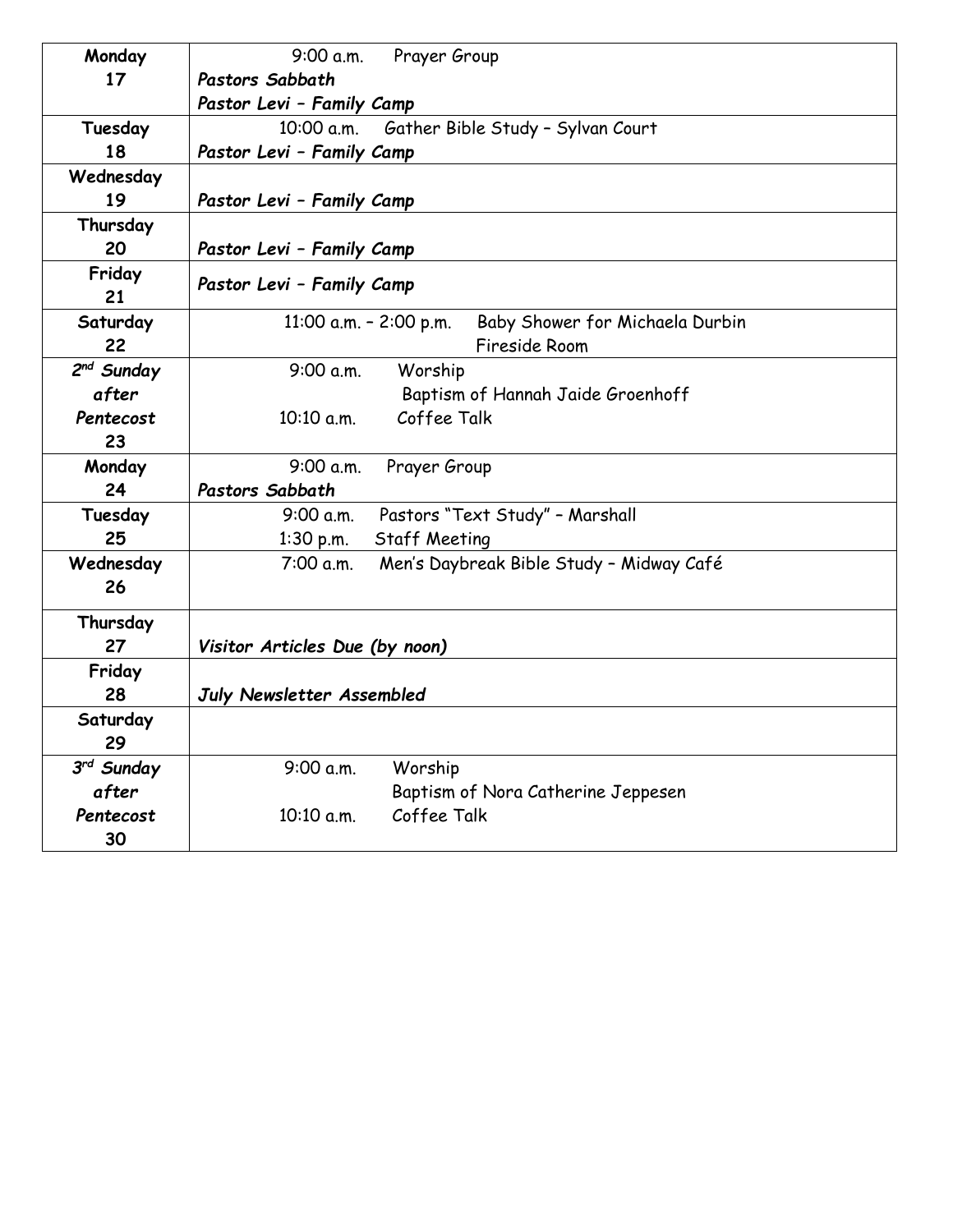| | |
|---|---|
| **Monday 17** | 9:00 a.m. Prayer Group<br>***Pastors Sabbath***<br>***Pastor Levi – Family Camp*** |
| **Tuesday 18** | 10:00 a.m. Gather Bible Study – Sylvan Court<br>***Pastor Levi – Family Camp*** |
| **Wednesday 19** | ***Pastor Levi – Family Camp*** |
| **Thursday 20** | ***Pastor Levi – Family Camp*** |
| **Friday 21** | ***Pastor Levi – Family Camp*** |
| **Saturday 22** | 11:00 a.m. – 2:00 p.m. Baby Shower for Michaela Durbin<br>Fireside Room |
| ***2nd Sunday after Pentecost*** **23** | 9:00 a.m. Worship<br>Baptism of Hannah Jaide Groenhoff<br>10:10 a.m. Coffee Talk |
| **Monday 24** | 9:00 a.m. Prayer Group<br>***Pastors Sabbath*** |
| **Tuesday 25** | 9:00 a.m. Pastors "Text Study" – Marshall<br>1:30 p.m. Staff Meeting |
| **Wednesday 26** | 7:00 a.m. Men's Daybreak Bible Study – Midway Café |
| **Thursday 27** | ***Visitor Articles Due (by noon)*** |
| **Friday 28** | ***July Newsletter Assembled*** |
| **Saturday 29** | |
| ***3rd Sunday after Pentecost*** **30** | 9:00 a.m. Worship<br>Baptism of Nora Catherine Jeppesen<br>10:10 a.m. Coffee Talk |